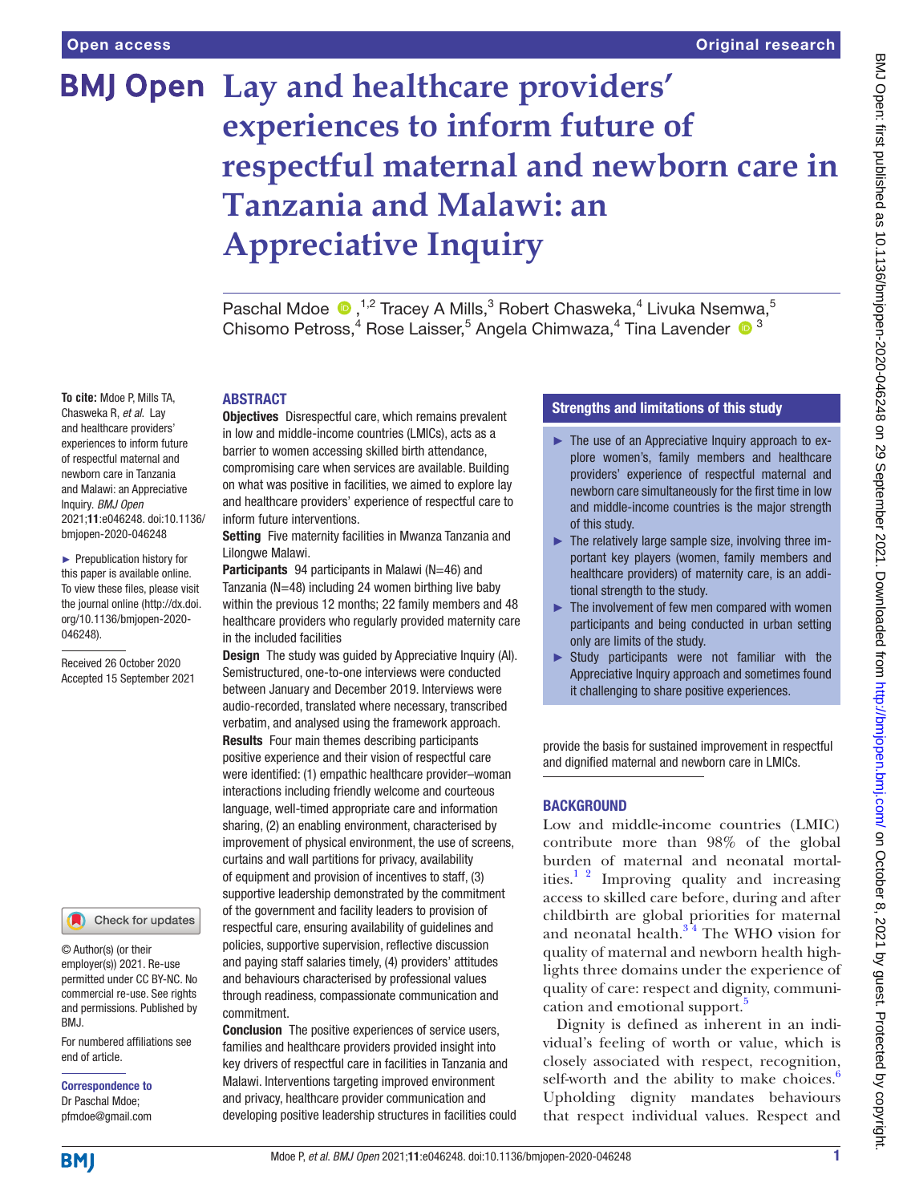# Lay and healthcare providers' experiences to inform future of respectful maternal and newborn care in Tanzania and Malawi: an Appreciative Inquiry

Paschal Mdoe ,[1,2] Tracey A Mills,[3] Robert Chasweka,[4] Livuka Nsemwa,[5] Chisomo Petross,[4] Rose Laisser,[5] Angela Chimwaza,[4] Tina Lavender [3]

**To cite:** Mdoe P, Mills TA, Chasweka R, *et al*. Lay and healthcare providers' experiences to inform future of respectful maternal and newborn care in Tanzania and Malawi: an Appreciative Inquiry. *BMJ Open* 2021;**11**:e046248. doi:10.1136/bmjopen-2020-046248

► Prepublication history for this paper is available online. To view these files, please visit the journal online (http://dx.doi.org/10.1136/bmjopen-2020-046248).

Received 26 October 2020
Accepted 15 September 2021

© Author(s) (or their employer(s)) 2021. Re-use permitted under CC BY-NC. No commercial re-use. See rights and permissions. Published by BMJ.

For numbered affiliations see end of article.

**Correspondence to**
Dr Paschal Mdoe;
pfmdoe@gmail.com

## ABSTRACT

**Objectives** Disrespectful care, which remains prevalent in low and middle-income countries (LMICs), acts as a barrier to women accessing skilled birth attendance, compromising care when services are available. Building on what was positive in facilities, we aimed to explore lay and healthcare providers' experience of respectful care to inform future interventions.

**Setting** Five maternity facilities in Mwanza Tanzania and Lilongwe Malawi.

**Participants** 94 participants in Malawi (N=46) and Tanzania (N=48) including 24 women birthing live baby within the previous 12 months; 22 family members and 48 healthcare providers who regularly provided maternity care in the included facilities

**Design** The study was guided by Appreciative Inquiry (AI). Semistructured, one-to-one interviews were conducted between January and December 2019. Interviews were audio-recorded, translated where necessary, transcribed verbatim, and analysed using the framework approach.

**Results** Four main themes describing participants positive experience and their vision of respectful care were identified: (1) empathic healthcare provider–woman interactions including friendly welcome and courteous language, well-timed appropriate care and information sharing, (2) an enabling environment, characterised by improvement of physical environment, the use of screens, curtains and wall partitions for privacy, availability of equipment and provision of incentives to staff, (3) supportive leadership demonstrated by the commitment of the government and facility leaders to provision of respectful care, ensuring availability of guidelines and policies, supportive supervision, reflective discussion and paying staff salaries timely, (4) providers' attitudes and behaviours characterised by professional values through readiness, compassionate communication and commitment.

**Conclusion** The positive experiences of service users, families and healthcare providers provided insight into key drivers of respectful care in facilities in Tanzania and Malawi. Interventions targeting improved environment and privacy, healthcare provider communication and developing positive leadership structures in facilities could provide the basis for sustained improvement in respectful and dignified maternal and newborn care in LMICs.

## Strengths and limitations of this study

- ► The use of an Appreciative Inquiry approach to explore women's, family members and healthcare providers' experience of respectful maternal and newborn care simultaneously for the first time in low and middle-income countries is the major strength of this study.
- ► The relatively large sample size, involving three important key players (women, family members and healthcare providers) of maternity care, is an additional strength to the study.
- ► The involvement of few men compared with women participants and being conducted in urban setting only are limits of the study.
- ► Study participants were not familiar with the Appreciative Inquiry approach and sometimes found it challenging to share positive experiences.

## BACKGROUND

Low and middle-income countries (LMIC) contribute more than 98% of the global burden of maternal and neonatal mortalities.[1 2] Improving quality and increasing access to skilled care before, during and after childbirth are global priorities for maternal and neonatal health.[3 4] The WHO vision for quality of maternal and newborn health highlights three domains under the experience of quality of care: respect and dignity, communication and emotional support.[5]

Dignity is defined as inherent in an individual's feeling of worth or value, which is closely associated with respect, recognition, self-worth and the ability to make choices.[6] Upholding dignity mandates behaviours that respect individual values. Respect and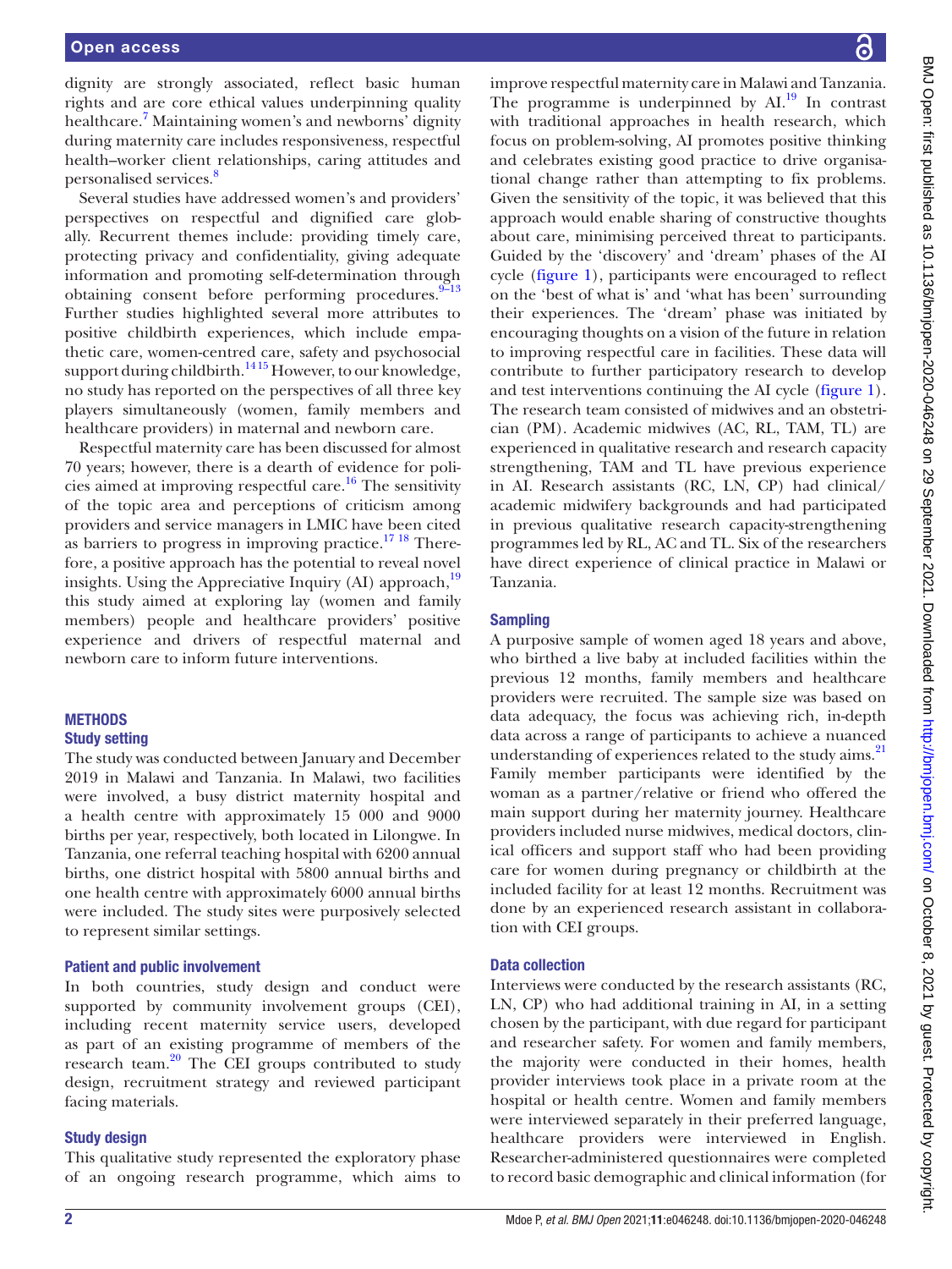dignity are strongly associated, reflect basic human rights and are core ethical values underpinning quality healthcare.[7] Maintaining women's and newborns' dignity during maternity care includes responsiveness, respectful health–worker client relationships, caring attitudes and personalised services.[8]

Several studies have addressed women's and providers' perspectives on respectful and dignified care globally. Recurrent themes include: providing timely care, protecting privacy and confidentiality, giving adequate information and promoting self-determination through obtaining consent before performing procedures.[9–13] Further studies highlighted several more attributes to positive childbirth experiences, which include empathetic care, women-centred care, safety and psychosocial support during childbirth.[14 15] However, to our knowledge, no study has reported on the perspectives of all three key players simultaneously (women, family members and healthcare providers) in maternal and newborn care.

Respectful maternity care has been discussed for almost 70 years; however, there is a dearth of evidence for policies aimed at improving respectful care.[16] The sensitivity of the topic area and perceptions of criticism among providers and service managers in LMIC have been cited as barriers to progress in improving practice.[17 18] Therefore, a positive approach has the potential to reveal novel insights. Using the Appreciative Inquiry (AI) approach,[19] this study aimed at exploring lay (women and family members) people and healthcare providers' positive experience and drivers of respectful maternal and newborn care to inform future interventions.

## METHODS

### Study setting

The study was conducted between January and December 2019 in Malawi and Tanzania. In Malawi, two facilities were involved, a busy district maternity hospital and a health centre with approximately 15 000 and 9000 births per year, respectively, both located in Lilongwe. In Tanzania, one referral teaching hospital with 6200 annual births, one district hospital with 5800 annual births and one health centre with approximately 6000 annual births were included. The study sites were purposively selected to represent similar settings.

### Patient and public involvement

In both countries, study design and conduct were supported by community involvement groups (CEI), including recent maternity service users, developed as part of an existing programme of members of the research team.[20] The CEI groups contributed to study design, recruitment strategy and reviewed participant facing materials.

### Study design

This qualitative study represented the exploratory phase of an ongoing research programme, which aims to improve respectful maternity care in Malawi and Tanzania. The programme is underpinned by AI.[19] In contrast with traditional approaches in health research, which focus on problem-solving, AI promotes positive thinking and celebrates existing good practice to drive organisational change rather than attempting to fix problems. Given the sensitivity of the topic, it was believed that this approach would enable sharing of constructive thoughts about care, minimising perceived threat to participants. Guided by the 'discovery' and 'dream' phases of the AI cycle (figure 1), participants were encouraged to reflect on the 'best of what is' and 'what has been' surrounding their experiences. The 'dream' phase was initiated by encouraging thoughts on a vision of the future in relation to improving respectful care in facilities. These data will contribute to further participatory research to develop and test interventions continuing the AI cycle (figure 1). The research team consisted of midwives and an obstetrician (PM). Academic midwives (AC, RL, TAM, TL) are experienced in qualitative research and research capacity strengthening, TAM and TL have previous experience in AI. Research assistants (RC, LN, CP) had clinical/academic midwifery backgrounds and had participated in previous qualitative research capacity-strengthening programmes led by RL, AC and TL. Six of the researchers have direct experience of clinical practice in Malawi or Tanzania.

### Sampling

A purposive sample of women aged 18 years and above, who birthed a live baby at included facilities within the previous 12 months, family members and healthcare providers were recruited. The sample size was based on data adequacy, the focus was achieving rich, in-depth data across a range of participants to achieve a nuanced understanding of experiences related to the study aims.[21] Family member participants were identified by the woman as a partner/relative or friend who offered the main support during her maternity journey. Healthcare providers included nurse midwives, medical doctors, clinical officers and support staff who had been providing care for women during pregnancy or childbirth at the included facility for at least 12 months. Recruitment was done by an experienced research assistant in collaboration with CEI groups.

### Data collection

Interviews were conducted by the research assistants (RC, LN, CP) who had additional training in AI, in a setting chosen by the participant, with due regard for participant and researcher safety. For women and family members, the majority were conducted in their homes, health provider interviews took place in a private room at the hospital or health centre. Women and family members were interviewed separately in their preferred language, healthcare providers were interviewed in English. Researcher-administered questionnaires were completed to record basic demographic and clinical information (for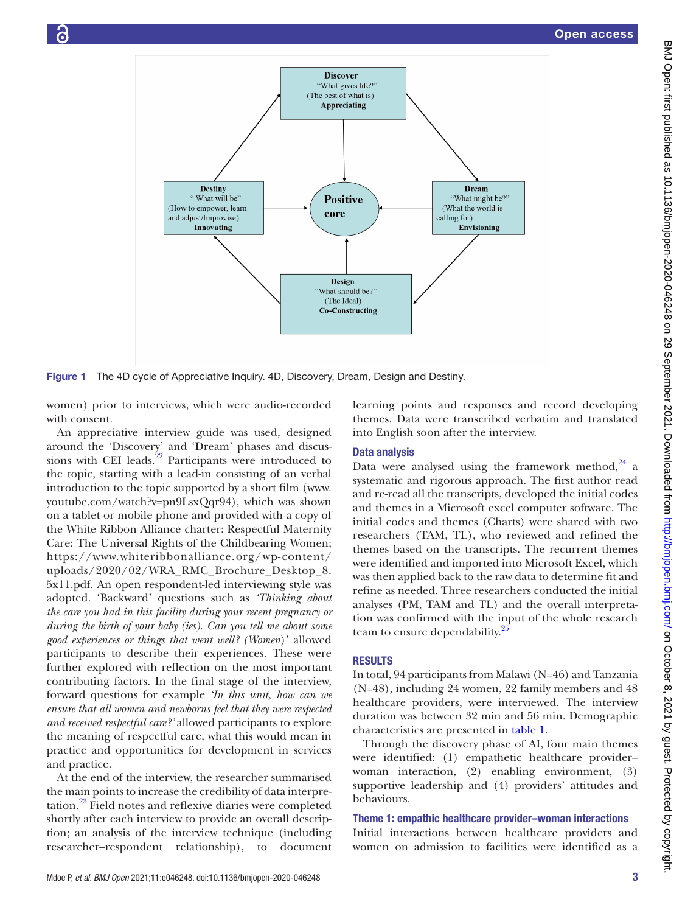Figure 1 The 4D cycle of Appreciative Inquiry. 4D, Discovery, Dream, Design and Destiny.

women) prior to interviews, which were audio-recorded with consent.

An appreciative interview guide was used, designed around the 'Discovery' and 'Dream' phases and discussions with CEI leads.[22] Participants were introduced to the topic, starting with a lead-in consisting of an verbal introduction to the topic supported by a short film (www.youtube.com/watch?v=pn9LsxQqr94), which was shown on a tablet or mobile phone and provided with a copy of the White Ribbon Alliance charter: Respectful Maternity Care: The Universal Rights of the Childbearing Women; https://www.whiteribbonalliance.org/wp-content/uploads/2020/02/WRA_RMC_Brochure_Desktop_8.5x11.pdf. An open respondent-led interviewing style was adopted. 'Backward' questions such as *'Thinking about the care you had in this facility during your recent pregnancy or during the birth of your baby (ies). Can you tell me about some good experiences or things that went well? (Women)'* allowed participants to describe their experiences. These were further explored with reflection on the most important contributing factors. In the final stage of the interview, forward questions for example *'In this unit, how can we ensure that all women and newborns feel that they were respected and received respectful care?'* allowed participants to explore the meaning of respectful care, what this would mean in practice and opportunities for development in services and practice.

At the end of the interview, the researcher summarised the main points to increase the credibility of data interpretation.[23] Field notes and reflexive diaries were completed shortly after each interview to provide an overall description; an analysis of the interview technique (including researcher–respondent relationship), to document learning points and responses and record developing themes. Data were transcribed verbatim and translated into English soon after the interview.

## Data analysis

Data were analysed using the framework method,[24] a systematic and rigorous approach. The first author read and re-read all the transcripts, developed the initial codes and themes in a Microsoft excel computer software. The initial codes and themes (Charts) were shared with two researchers (TAM, TL), who reviewed and refined the themes based on the transcripts. The recurrent themes were identified and imported into Microsoft Excel, which was then applied back to the raw data to determine fit and refine as needed. Three researchers conducted the initial analyses (PM, TAM and TL) and the overall interpretation was confirmed with the input of the whole research team to ensure dependability.[25]

# RESULTS

In total, 94 participants from Malawi (N=46) and Tanzania (N=48), including 24 women, 22 family members and 48 healthcare providers, were interviewed. The interview duration was between 32 min and 56 min. Demographic characteristics are presented in table 1.

Through the discovery phase of AI, four main themes were identified: (1) empathetic healthcare provider–woman interaction, (2) enabling environment, (3) supportive leadership and (4) providers' attitudes and behaviours.

## Theme 1: empathic healthcare provider–woman interactions

Initial interactions between healthcare providers and women on admission to facilities were identified as a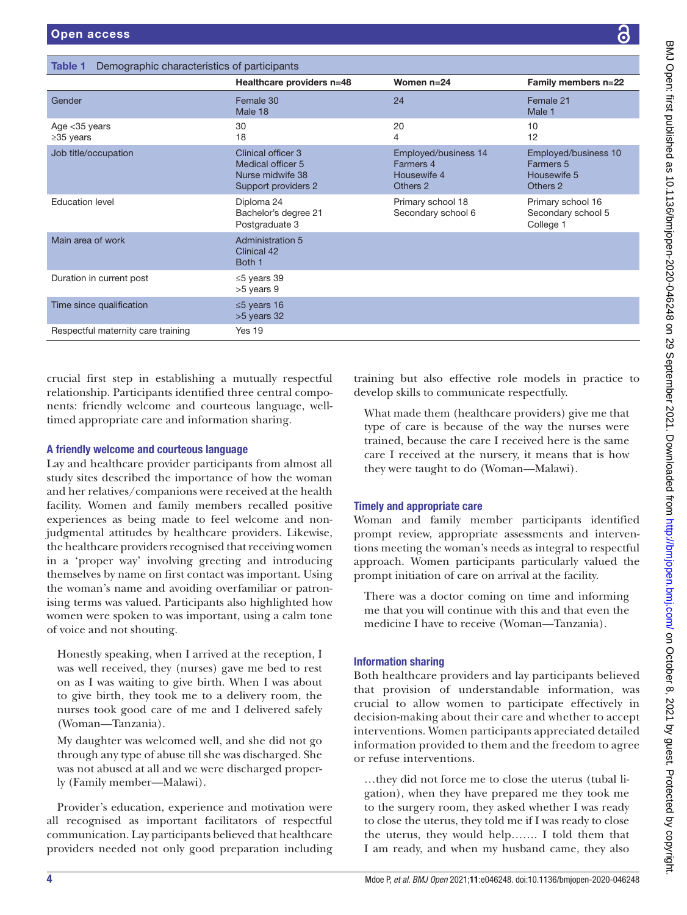**Table 1** Demographic characteristics of participants

| | Healthcare providers n=48 | Women n=24 | Family members n=22 |
|---|---|---|---|
| Gender | Female 30<br>Male 18 | 24 | Female 21<br>Male 1 |
| Age <35 years<br>≥35 years | 30<br>18 | 20<br>4 | 10<br>12 |
| Job title/occupation | Clinical officer 3<br>Medical officer 5<br>Nurse midwife 38<br>Support providers 2 | Employed/business 14<br>Farmers 4<br>Housewife 4<br>Others 2 | Employed/business 10<br>Farmers 5<br>Housewife 5<br>Others 2 |
| Education level | Diploma 24<br>Bachelor's degree 21<br>Postgraduate 3 | Primary school 18<br>Secondary school 6 | Primary school 16<br>Secondary school 5<br>College 1 |
| Main area of work | Administration 5<br>Clinical 42<br>Both 1 | | |
| Duration in current post | ≤5 years 39<br>>5 years 9 | | |
| Time since qualification | ≤5 years 16<br>>5 years 32 | | |
| Respectful maternity care training | Yes 19 | | |

crucial first step in establishing a mutually respectful relationship. Participants identified three central components: friendly welcome and courteous language, well-timed appropriate care and information sharing.

### A friendly welcome and courteous language

Lay and healthcare provider participants from almost all study sites described the importance of how the woman and her relatives/companions were received at the health facility. Women and family members recalled positive experiences as being made to feel welcome and non-judgmental attitudes by healthcare providers. Likewise, the healthcare providers recognised that receiving women in a 'proper way' involving greeting and introducing themselves by name on first contact was important. Using the woman's name and avoiding overfamiliar or patronising terms was valued. Participants also highlighted how women were spoken to was important, using a calm tone of voice and not shouting.

> Honestly speaking, when I arrived at the reception, I was well received, they (nurses) gave me bed to rest on as I was waiting to give birth. When I was about to give birth, they took me to a delivery room, the nurses took good care of me and I delivered safely (Woman—Tanzania).

> My daughter was welcomed well, and she did not go through any type of abuse till she was discharged. She was not abused at all and we were discharged properly (Family member—Malawi).

Provider's education, experience and motivation were all recognised as important facilitators of respectful communication. Lay participants believed that healthcare providers needed not only good preparation including training but also effective role models in practice to develop skills to communicate respectfully.

> What made them (healthcare providers) give me that type of care is because of the way the nurses were trained, because the care I received here is the same care I received at the nursery, it means that is how they were taught to do (Woman—Malawi).

### Timely and appropriate care

Woman and family member participants identified prompt review, appropriate assessments and interventions meeting the woman's needs as integral to respectful approach. Women participants particularly valued the prompt initiation of care on arrival at the facility.

> There was a doctor coming on time and informing me that you will continue with this and that even the medicine I have to receive (Woman—Tanzania).

### Information sharing

Both healthcare providers and lay participants believed that provision of understandable information, was crucial to allow women to participate effectively in decision-making about their care and whether to accept interventions. Women participants appreciated detailed information provided to them and the freedom to agree or refuse interventions.

> …they did not force me to close the uterus (tubal ligation), when they have prepared me they took me to the surgery room, they asked whether I was ready to close the uterus, they told me if I was ready to close the uterus, they would help……. I told them that I am ready, and when my husband came, they also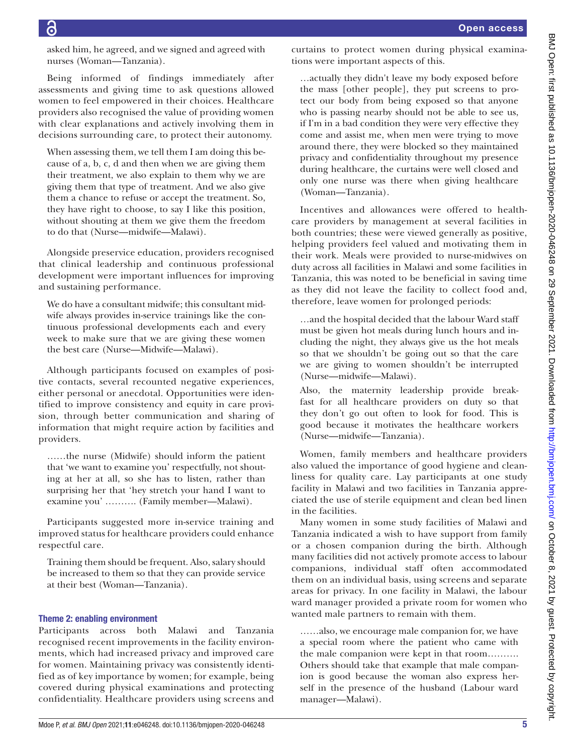asked him, he agreed, and we signed and agreed with nurses (Woman—Tanzania).

Being informed of findings immediately after assessments and giving time to ask questions allowed women to feel empowered in their choices. Healthcare providers also recognised the value of providing women with clear explanations and actively involving them in decisions surrounding care, to protect their autonomy.

> When assessing them, we tell them I am doing this because of a, b, c, d and then when we are giving them their treatment, we also explain to them why we are giving them that type of treatment. And we also give them a chance to refuse or accept the treatment. So, they have right to choose, to say I like this position, without shouting at them we give them the freedom to do that (Nurse—midwife—Malawi).

Alongside preservice education, providers recognised that clinical leadership and continuous professional development were important influences for improving and sustaining performance.

> We do have a consultant midwife; this consultant midwife always provides in-service trainings like the continuous professional developments each and every week to make sure that we are giving these women the best care (Nurse—Midwife—Malawi).

Although participants focused on examples of positive contacts, several recounted negative experiences, either personal or anecdotal. Opportunities were identified to improve consistency and equity in care provision, through better communication and sharing of information that might require action by facilities and providers.

> ……the nurse (Midwife) should inform the patient that 'we want to examine you' respectfully, not shouting at her at all, so she has to listen, rather than surprising her that 'hey stretch your hand I want to examine you' ………. (Family member—Malawi).

Participants suggested more in-service training and improved status for healthcare providers could enhance respectful care.

> Training them should be frequent. Also, salary should be increased to them so that they can provide service at their best (Woman—Tanzania).

### Theme 2: enabling environment

Participants across both Malawi and Tanzania recognised recent improvements in the facility environments, which had increased privacy and improved care for women. Maintaining privacy was consistently identified as of key importance by women; for example, being covered during physical examinations and protecting confidentiality. Healthcare providers using screens and curtains to protect women during physical examinations were important aspects of this.

> …actually they didn't leave my body exposed before the mass [other people], they put screens to protect our body from being exposed so that anyone who is passing nearby should not be able to see us, if I'm in a bad condition they were very effective they come and assist me, when men were trying to move around there, they were blocked so they maintained privacy and confidentiality throughout my presence during healthcare, the curtains were well closed and only one nurse was there when giving healthcare (Woman—Tanzania).

Incentives and allowances were offered to healthcare providers by management at several facilities in both countries; these were viewed generally as positive, helping providers feel valued and motivating them in their work. Meals were provided to nurse-midwives on duty across all facilities in Malawi and some facilities in Tanzania, this was noted to be beneficial in saving time as they did not leave the facility to collect food and, therefore, leave women for prolonged periods:

> …and the hospital decided that the labour Ward staff must be given hot meals during lunch hours and including the night, they always give us the hot meals so that we shouldn't be going out so that the care we are giving to women shouldn't be interrupted (Nurse—midwife—Malawi).
>
> Also, the maternity leadership provide breakfast for all healthcare providers on duty so that they don't go out often to look for food. This is good because it motivates the healthcare workers (Nurse—midwife—Tanzania).

Women, family members and healthcare providers also valued the importance of good hygiene and cleanliness for quality care. Lay participants at one study facility in Malawi and two facilities in Tanzania appreciated the use of sterile equipment and clean bed linen in the facilities.

Many women in some study facilities of Malawi and Tanzania indicated a wish to have support from family or a chosen companion during the birth. Although many facilities did not actively promote access to labour companions, individual staff often accommodated them on an individual basis, using screens and separate areas for privacy. In one facility in Malawi, the labour ward manager provided a private room for women who wanted male partners to remain with them.

> ……also, we encourage male companion for, we have a special room where the patient who came with the male companion were kept in that room………. Others should take that example that male companion is good because the woman also express herself in the presence of the husband (Labour ward manager—Malawi).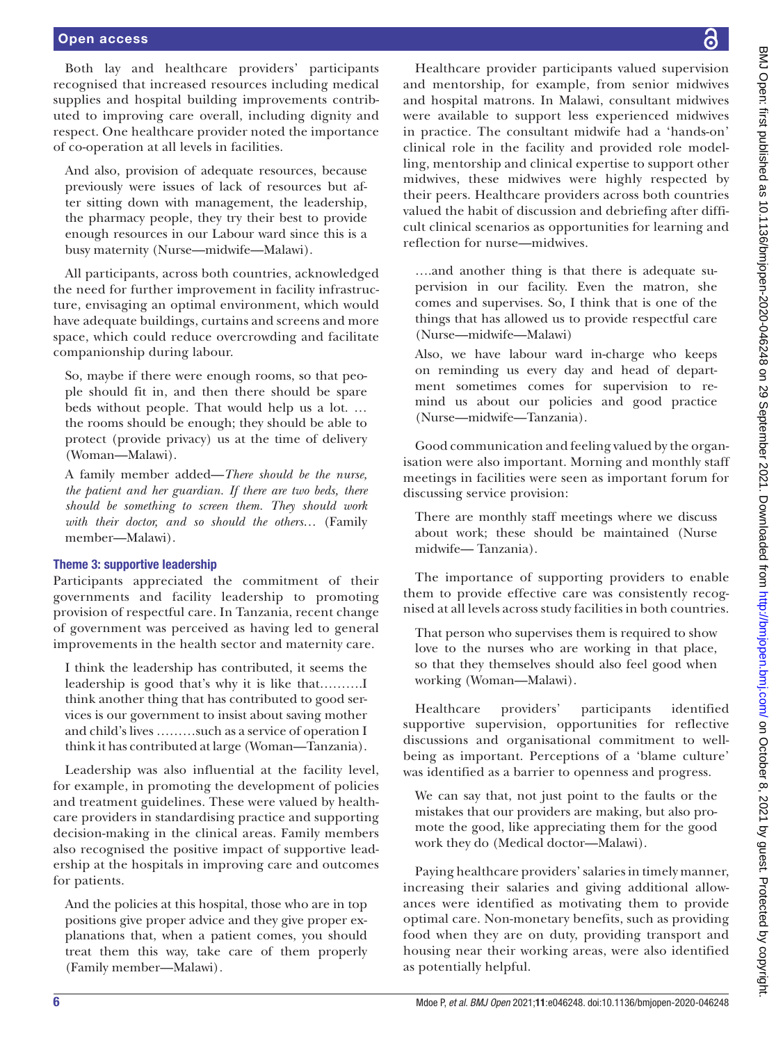Both lay and healthcare providers' participants recognised that increased resources including medical supplies and hospital building improvements contributed to improving care overall, including dignity and respect. One healthcare provider noted the importance of co-operation at all levels in facilities.

> And also, provision of adequate resources, because previously were issues of lack of resources but after sitting down with management, the leadership, the pharmacy people, they try their best to provide enough resources in our Labour ward since this is a busy maternity (Nurse—midwife—Malawi).

All participants, across both countries, acknowledged the need for further improvement in facility infrastructure, envisaging an optimal environment, which would have adequate buildings, curtains and screens and more space, which could reduce overcrowding and facilitate companionship during labour.

> So, maybe if there were enough rooms, so that people should fit in, and then there should be spare beds without people. That would help us a lot. … the rooms should be enough; they should be able to protect (provide privacy) us at the time of delivery (Woman—Malawi).

> A family member added—*There should be the nurse, the patient and her guardian. If there are two beds, there should be something to screen them. They should work with their doctor, and so should the others…* (Family member—Malawi).

### Theme 3: supportive leadership

Participants appreciated the commitment of their governments and facility leadership to promoting provision of respectful care. In Tanzania, recent change of government was perceived as having led to general improvements in the health sector and maternity care.

> I think the leadership has contributed, it seems the leadership is good that's why it is like that………I think another thing that has contributed to good services is our government to insist about saving mother and child's lives ………such as a service of operation I think it has contributed at large (Woman—Tanzania).

Leadership was also influential at the facility level, for example, in promoting the development of policies and treatment guidelines. These were valued by healthcare providers in standardising practice and supporting decision-making in the clinical areas. Family members also recognised the positive impact of supportive leadership at the hospitals in improving care and outcomes for patients.

> And the policies at this hospital, those who are in top positions give proper advice and they give proper explanations that, when a patient comes, you should treat them this way, take care of them properly (Family member—Malawi).

Healthcare provider participants valued supervision and mentorship, for example, from senior midwives and hospital matrons. In Malawi, consultant midwives were available to support less experienced midwives in practice. The consultant midwife had a 'hands-on' clinical role in the facility and provided role modelling, mentorship and clinical expertise to support other midwives, these midwives were highly respected by their peers. Healthcare providers across both countries valued the habit of discussion and debriefing after difficult clinical scenarios as opportunities for learning and reflection for nurse—midwives.

> ….and another thing is that there is adequate supervision in our facility. Even the matron, she comes and supervises. So, I think that is one of the things that has allowed us to provide respectful care (Nurse—midwife—Malawi)

> Also, we have labour ward in-charge who keeps on reminding us every day and head of department sometimes comes for supervision to remind us about our policies and good practice (Nurse—midwife—Tanzania).

Good communication and feeling valued by the organisation were also important. Morning and monthly staff meetings in facilities were seen as important forum for discussing service provision:

> There are monthly staff meetings where we discuss about work; these should be maintained (Nurse midwife— Tanzania).

The importance of supporting providers to enable them to provide effective care was consistently recognised at all levels across study facilities in both countries.

> That person who supervises them is required to show love to the nurses who are working in that place, so that they themselves should also feel good when working (Woman—Malawi).

Healthcare providers' participants identified supportive supervision, opportunities for reflective discussions and organisational commitment to well-being as important. Perceptions of a 'blame culture' was identified as a barrier to openness and progress.

> We can say that, not just point to the faults or the mistakes that our providers are making, but also promote the good, like appreciating them for the good work they do (Medical doctor—Malawi).

Paying healthcare providers' salaries in timely manner, increasing their salaries and giving additional allowances were identified as motivating them to provide optimal care. Non-monetary benefits, such as providing food when they are on duty, providing transport and housing near their working areas, were also identified as potentially helpful.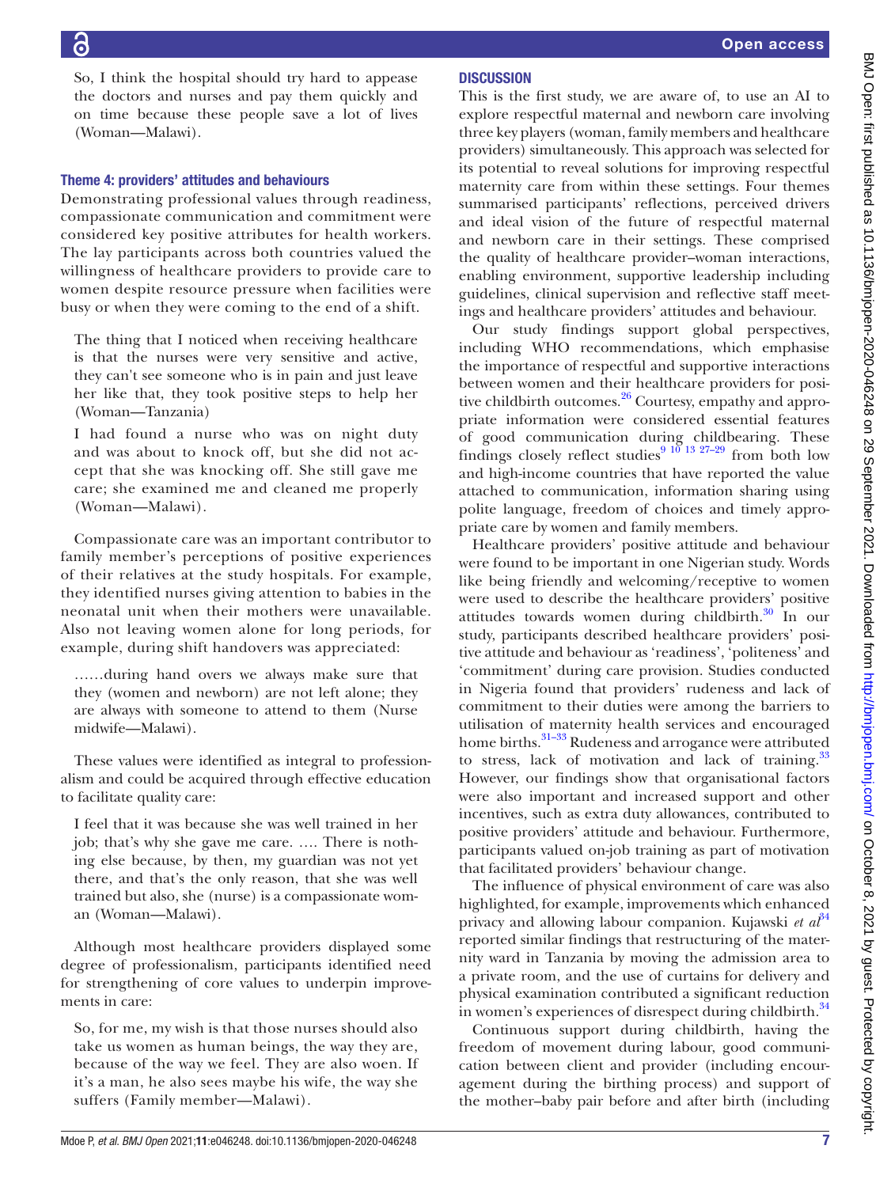So, I think the hospital should try hard to appease the doctors and nurses and pay them quickly and on time because these people save a lot of lives (Woman—Malawi).

### Theme 4: providers' attitudes and behaviours

Demonstrating professional values through readiness, compassionate communication and commitment were considered key positive attributes for health workers. The lay participants across both countries valued the willingness of healthcare providers to provide care to women despite resource pressure when facilities were busy or when they were coming to the end of a shift.

> The thing that I noticed when receiving healthcare is that the nurses were very sensitive and active, they can't see someone who is in pain and just leave her like that, they took positive steps to help her (Woman—Tanzania)

> I had found a nurse who was on night duty and was about to knock off, but she did not accept that she was knocking off. She still gave me care; she examined me and cleaned me properly (Woman—Malawi).

Compassionate care was an important contributor to family member's perceptions of positive experiences of their relatives at the study hospitals. For example, they identified nurses giving attention to babies in the neonatal unit when their mothers were unavailable. Also not leaving women alone for long periods, for example, during shift handovers was appreciated:

> ……during hand overs we always make sure that they (women and newborn) are not left alone; they are always with someone to attend to them (Nurse midwife—Malawi).

These values were identified as integral to professionalism and could be acquired through effective education to facilitate quality care:

> I feel that it was because she was well trained in her job; that's why she gave me care. …. There is nothing else because, by then, my guardian was not yet there, and that's the only reason, that she was well trained but also, she (nurse) is a compassionate woman (Woman—Malawi).

Although most healthcare providers displayed some degree of professionalism, participants identified need for strengthening of core values to underpin improvements in care:

> So, for me, my wish is that those nurses should also take us women as human beings, the way they are, because of the way we feel. They are also woen. If it's a man, he also sees maybe his wife, the way she suffers (Family member—Malawi).

## DISCUSSION

This is the first study, we are aware of, to use an AI to explore respectful maternal and newborn care involving three key players (woman, family members and healthcare providers) simultaneously. This approach was selected for its potential to reveal solutions for improving respectful maternity care from within these settings. Four themes summarised participants' reflections, perceived drivers and ideal vision of the future of respectful maternal and newborn care in their settings. These comprised the quality of healthcare provider–woman interactions, enabling environment, supportive leadership including guidelines, clinical supervision and reflective staff meetings and healthcare providers' attitudes and behaviour.

Our study findings support global perspectives, including WHO recommendations, which emphasise the importance of respectful and supportive interactions between women and their healthcare providers for positive childbirth outcomes.[26] Courtesy, empathy and appropriate information were considered essential features of good communication during childbearing. These findings closely reflect studies[9 10 13 27–29] from both low and high-income countries that have reported the value attached to communication, information sharing using polite language, freedom of choices and timely appropriate care by women and family members.

Healthcare providers' positive attitude and behaviour were found to be important in one Nigerian study. Words like being friendly and welcoming/receptive to women were used to describe the healthcare providers' positive attitudes towards women during childbirth.[30] In our study, participants described healthcare providers' positive attitude and behaviour as 'readiness', 'politeness' and 'commitment' during care provision. Studies conducted in Nigeria found that providers' rudeness and lack of commitment to their duties were among the barriers to utilisation of maternity health services and encouraged home births.[31–33] Rudeness and arrogance were attributed to stress, lack of motivation and lack of training.[33] However, our findings show that organisational factors were also important and increased support and other incentives, such as extra duty allowances, contributed to positive providers' attitude and behaviour. Furthermore, participants valued on-job training as part of motivation that facilitated providers' behaviour change.

The influence of physical environment of care was also highlighted, for example, improvements which enhanced privacy and allowing labour companion. Kujawski *et al*[34] reported similar findings that restructuring of the maternity ward in Tanzania by moving the admission area to a private room, and the use of curtains for delivery and physical examination contributed a significant reduction in women's experiences of disrespect during childbirth.[34]

Continuous support during childbirth, having the freedom of movement during labour, good communication between client and provider (including encouragement during the birthing process) and support of the mother–baby pair before and after birth (including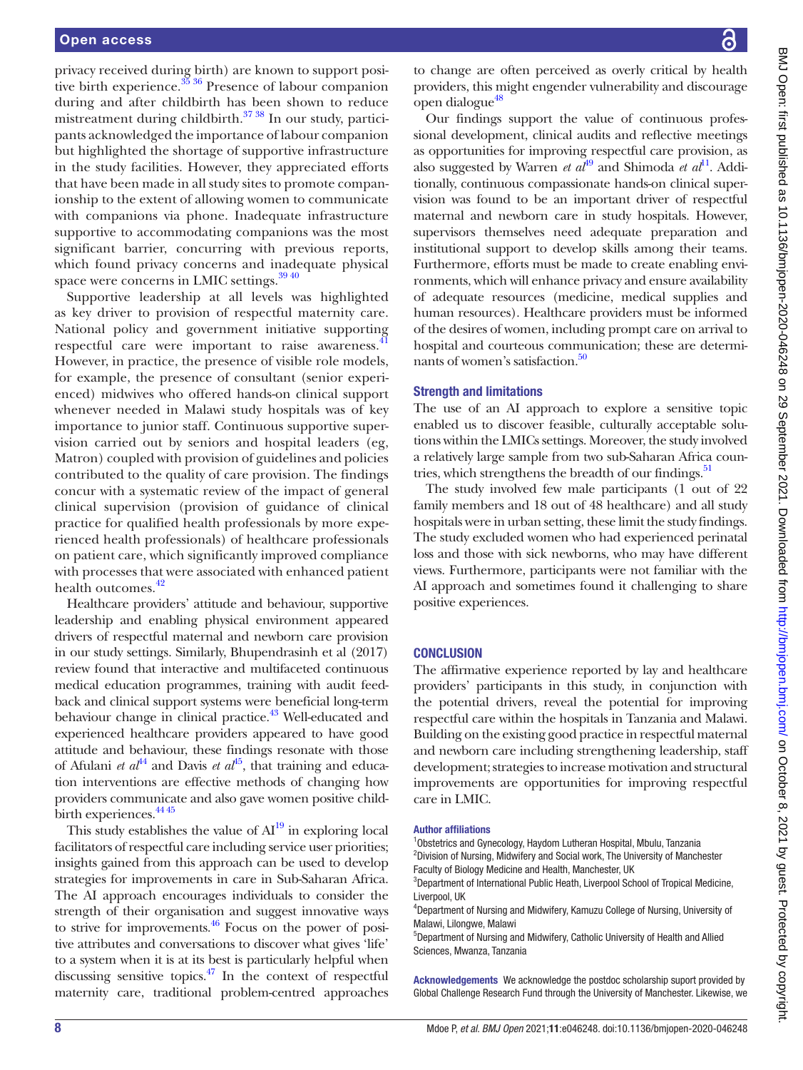privacy received during birth) are known to support positive birth experience.[35 36] Presence of labour companion during and after childbirth has been shown to reduce mistreatment during childbirth.[37 38] In our study, participants acknowledged the importance of labour companion but highlighted the shortage of supportive infrastructure in the study facilities. However, they appreciated efforts that have been made in all study sites to promote companionship to the extent of allowing women to communicate with companions via phone. Inadequate infrastructure supportive to accommodating companions was the most significant barrier, concurring with previous reports, which found privacy concerns and inadequate physical space were concerns in LMIC settings.[39 40]

Supportive leadership at all levels was highlighted as key driver to provision of respectful maternity care. National policy and government initiative supporting respectful care were important to raise awareness.[41] However, in practice, the presence of visible role models, for example, the presence of consultant (senior experienced) midwives who offered hands-on clinical support whenever needed in Malawi study hospitals was of key importance to junior staff. Continuous supportive supervision carried out by seniors and hospital leaders (eg, Matron) coupled with provision of guidelines and policies contributed to the quality of care provision. The findings concur with a systematic review of the impact of general clinical supervision (provision of guidance of clinical practice for qualified health professionals by more experienced health professionals) of healthcare professionals on patient care, which significantly improved compliance with processes that were associated with enhanced patient health outcomes.[42]

Healthcare providers' attitude and behaviour, supportive leadership and enabling physical environment appeared drivers of respectful maternal and newborn care provision in our study settings. Similarly, Bhupendrasinh et al (2017) review found that interactive and multifaceted continuous medical education programmes, training with audit feedback and clinical support systems were beneficial long-term behaviour change in clinical practice.[43] Well-educated and experienced healthcare providers appeared to have good attitude and behaviour, these findings resonate with those of Afulani *et al*[44] and Davis *et al*[45], that training and education interventions are effective methods of changing how providers communicate and also gave women positive childbirth experiences.[44 45]

This study establishes the value of AI[19] in exploring local facilitators of respectful care including service user priorities; insights gained from this approach can be used to develop strategies for improvements in care in Sub-Saharan Africa. The AI approach encourages individuals to consider the strength of their organisation and suggest innovative ways to strive for improvements.[46] Focus on the power of positive attributes and conversations to discover what gives 'life' to a system when it is at its best is particularly helpful when discussing sensitive topics.[47] In the context of respectful maternity care, traditional problem-centred approaches to change are often perceived as overly critical by health providers, this might engender vulnerability and discourage open dialogue[48]

Our findings support the value of continuous professional development, clinical audits and reflective meetings as opportunities for improving respectful care provision, as also suggested by Warren *et al*[49] and Shimoda *et al*[11]. Additionally, continuous compassionate hands-on clinical supervision was found to be an important driver of respectful maternal and newborn care in study hospitals. However, supervisors themselves need adequate preparation and institutional support to develop skills among their teams. Furthermore, efforts must be made to create enabling environments, which will enhance privacy and ensure availability of adequate resources (medicine, medical supplies and human resources). Healthcare providers must be informed of the desires of women, including prompt care on arrival to hospital and courteous communication; these are determinants of women's satisfaction.[50]

### Strength and limitations

The use of an AI approach to explore a sensitive topic enabled us to discover feasible, culturally acceptable solutions within the LMICs settings. Moreover, the study involved a relatively large sample from two sub-Saharan Africa countries, which strengthens the breadth of our findings.[51]

The study involved few male participants (1 out of 22 family members and 18 out of 48 healthcare) and all study hospitals were in urban setting, these limit the study findings. The study excluded women who had experienced perinatal loss and those with sick newborns, who may have different views. Furthermore, participants were not familiar with the AI approach and sometimes found it challenging to share positive experiences.

## CONCLUSION

The affirmative experience reported by lay and healthcare providers' participants in this study, in conjunction with the potential drivers, reveal the potential for improving respectful care within the hospitals in Tanzania and Malawi. Building on the existing good practice in respectful maternal and newborn care including strengthening leadership, staff development; strategies to increase motivation and structural improvements are opportunities for improving respectful care in LMIC.

#### Author affiliations

[1]Obstetrics and Gynecology, Haydom Lutheran Hospital, Mbulu, Tanzania
[2]Division of Nursing, Midwifery and Social work, The University of Manchester Faculty of Biology Medicine and Health, Manchester, UK
[3]Department of International Public Heath, Liverpool School of Tropical Medicine, Liverpool, UK
[4]Department of Nursing and Midwifery, Kamuzu College of Nursing, University of Malawi, Lilongwe, Malawi
[5]Department of Nursing and Midwifery, Catholic University of Health and Allied Sciences, Mwanza, Tanzania

**Acknowledgements** We acknowledge the postdoc scholarship suport provided by Global Challenge Research Fund through the University of Manchester. Likewise, we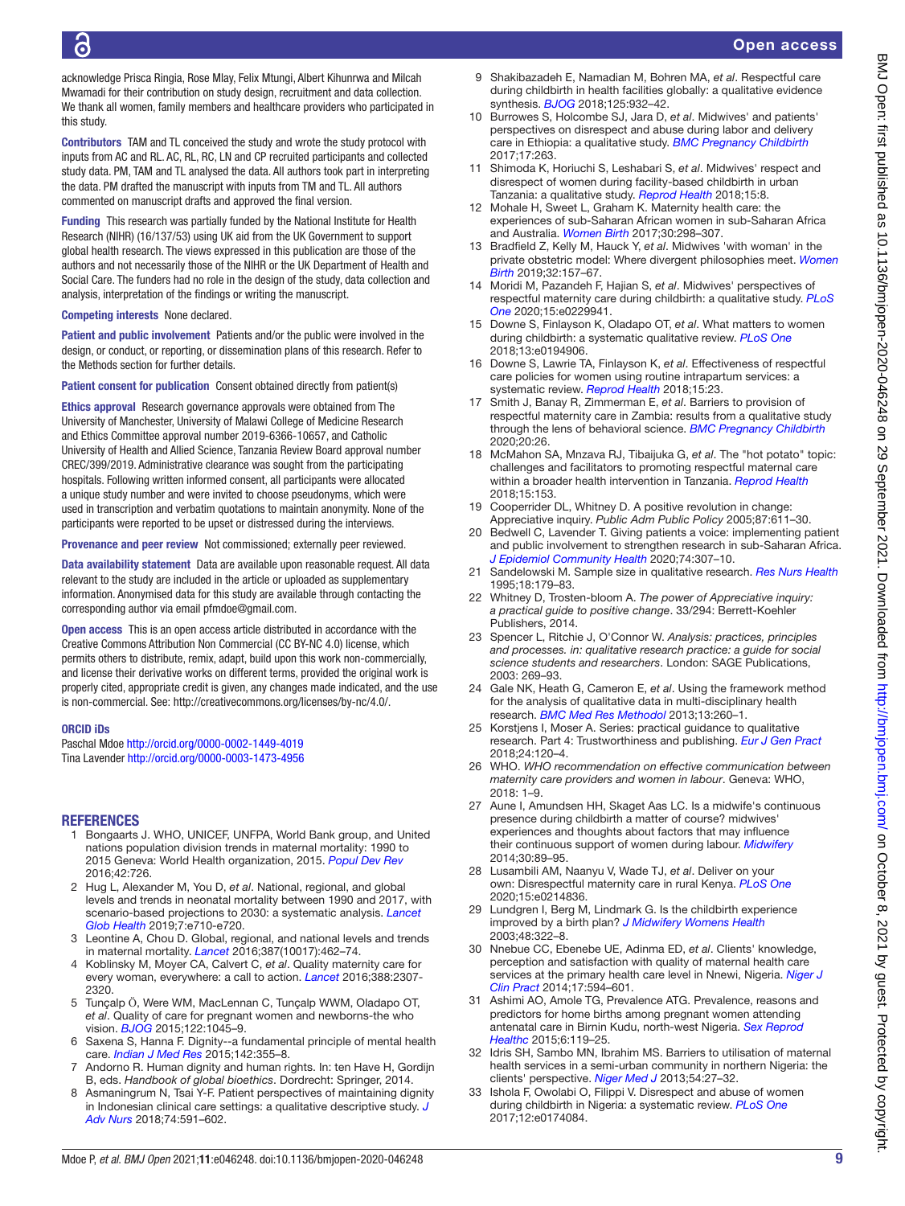acknowledge Prisca Ringia, Rose Mlay, Felix Mtungi, Albert Kihunrwa and Milcah Mwamadi for their contribution on study design, recruitment and data collection. We thank all women, family members and healthcare providers who participated in this study.

**Contributors** TAM and TL conceived the study and wrote the study protocol with inputs from AC and RL. AC, RL, RC, LN and CP recruited participants and collected study data. PM, TAM and TL analysed the data. All authors took part in interpreting the data. PM drafted the manuscript with inputs from TM and TL. All authors commented on manuscript drafts and approved the final version.

**Funding** This research was partially funded by the National Institute for Health Research (NIHR) (16/137/53) using UK aid from the UK Government to support global health research. The views expressed in this publication are those of the authors and not necessarily those of the NIHR or the UK Department of Health and Social Care. The funders had no role in the design of the study, data collection and analysis, interpretation of the findings or writing the manuscript.

**Competing interests** None declared.

**Patient and public involvement** Patients and/or the public were involved in the design, or conduct, or reporting, or dissemination plans of this research. Refer to the Methods section for further details.

**Patient consent for publication** Consent obtained directly from patient(s)

**Ethics approval** Research governance approvals were obtained from The University of Manchester, University of Malawi College of Medicine Research and Ethics Committee approval number 2019-6366-10657, and Catholic University of Health and Allied Science, Tanzania Review Board approval number CREC/399/2019. Administrative clearance was sought from the participating hospitals. Following written informed consent, all participants were allocated a unique study number and were invited to choose pseudonyms, which were used in transcription and verbatim quotations to maintain anonymity. None of the participants were reported to be upset or distressed during the interviews.

**Provenance and peer review** Not commissioned; externally peer reviewed.

**Data availability statement** Data are available upon reasonable request. All data relevant to the study are included in the article or uploaded as supplementary information. Anonymised data for this study are available through contacting the corresponding author via email pfmdoe@gmail.com.

**Open access** This is an open access article distributed in accordance with the Creative Commons Attribution Non Commercial (CC BY-NC 4.0) license, which permits others to distribute, remix, adapt, build upon this work non-commercially, and license their derivative works on different terms, provided the original work is properly cited, appropriate credit is given, any changes made indicated, and the use is non-commercial. See: http://creativecommons.org/licenses/by-nc/4.0/.

**ORCID iDs**

Paschal Mdoe http://orcid.org/0000-0002-1449-4019
Tina Lavender http://orcid.org/0000-0003-1473-4956

## REFERENCES

1. Bongaarts J. WHO, UNICEF, UNFPA, World Bank group, and United nations population division trends in maternal mortality: 1990 to 2015 Geneva: World Health organization, 2015. *Popul Dev Rev* 2016;42:726.
2. Hug L, Alexander M, You D, *et al*. National, regional, and global levels and trends in neonatal mortality between 1990 and 2017, with scenario-based projections to 2030: a systematic analysis. *Lancet Glob Health* 2019;7:e710–e720.
3. Leontine A, Chou D. Global, regional, and national levels and trends in maternal mortality. *Lancet* 2016;387(10017):462–74.
4. Koblinsky M, Moyer CA, Calvert C, *et al*. Quality maternity care for every woman, everywhere: a call to action. *Lancet* 2016;388:2307-2320.
5. Tunçalp Ö, Were WM, MacLennan C, Tunçalp WWM, Oladapo OT, *et al*. Quality of care for pregnant women and newborns-the who vision. *BJOG* 2015;122:1045–9.
6. Saxena S, Hanna F. Dignity--a fundamental principle of mental health care. *Indian J Med Res* 2015;142:355–8.
7. Andorno R. Human dignity and human rights. In: ten Have H, Gordijn B, eds. *Handbook of global bioethics*. Dordrecht: Springer, 2014.
8. Asmaningrum N, Tsai Y-F. Patient perspectives of maintaining dignity in Indonesian clinical care settings: a qualitative descriptive study. *J Adv Nurs* 2018;74:591–602.
9. Shakibazadeh E, Namadian M, Bohren MA, *et al*. Respectful care during childbirth in health facilities globally: a qualitative evidence synthesis. *BJOG* 2018;125:932–42.
10. Burrowes S, Holcombe SJ, Jara D, *et al*. Midwives' and patients' perspectives on disrespect and abuse during labor and delivery care in Ethiopia: a qualitative study. *BMC Pregnancy Childbirth* 2017;17:263.
11. Shimoda K, Horiuchi S, Leshabari S, *et al*. Midwives' respect and disrespect of women during facility-based childbirth in urban Tanzania: a qualitative study. *Reprod Health* 2018;15:8.
12. Mohale H, Sweet L, Graham K. Maternity health care: the experiences of sub-Saharan African women in sub-Saharan Africa and Australia. *Women Birth* 2017;30:298–307.
13. Bradfield Z, Kelly M, Hauck Y, *et al*. Midwives 'with woman' in the private obstetric model: Where divergent philosophies meet. *Women Birth* 2019;32:157–67.
14. Moridi M, Pazandeh F, Hajian S, *et al*. Midwives' perspectives of respectful maternity care during childbirth: a qualitative study. *PLoS One* 2020;15:e0229941.
15. Downe S, Finlayson K, Oladapo OT, *et al*. What matters to women during childbirth: a systematic qualitative review. *PLoS One* 2018;13:e0194906.
16. Downe S, Lawrie TA, Finlayson K, *et al*. Effectiveness of respectful care policies for women using routine intrapartum services: a systematic review. *Reprod Health* 2018;15:23.
17. Smith J, Banay R, Zimmerman E, *et al*. Barriers to provision of respectful maternity care in Zambia: results from a qualitative study through the lens of behavioral science. *BMC Pregnancy Childbirth* 2020;20:26.
18. McMahon SA, Mnzava RJ, Tibaijuka G, *et al*. The "hot potato" topic: challenges and facilitators to promoting respectful maternal care within a broader health intervention in Tanzania. *Reprod Health* 2018;15:153.
19. Cooperrider DL, Whitney D. A positive revolution in change: Appreciative inquiry. *Public Adm Public Policy* 2005;87:611–30.
20. Bedwell C, Lavender T. Giving patients a voice: implementing patient and public involvement to strengthen research in sub-Saharan Africa. *J Epidemiol Community Health* 2020;74:307–10.
21. Sandelowski M. Sample size in qualitative research. *Res Nurs Health* 1995;18:179–83.
22. Whitney D, Trosten-bloom A. *The power of Appreciative inquiry: a practical guide to positive change*. 33/294: Berrett-Koehler Publishers, 2014.
23. Spencer L, Ritchie J, O'Connor W. *Analysis: practices, principles and processes. in: qualitative research practice: a guide for social science students and researchers*. London: SAGE Publications, 2003: 269–93.
24. Gale NK, Heath G, Cameron E, *et al*. Using the framework method for the analysis of qualitative data in multi-disciplinary health research. *BMC Med Res Methodol* 2013;13:260–1.
25. Korstjens I, Moser A. Series: practical guidance to qualitative research. Part 4: Trustworthiness and publishing. *Eur J Gen Pract* 2018;24:120–4.
26. WHO. *WHO recommendation on effective communication between maternity care providers and women in labour*. Geneva: WHO, 2018: 1–9.
27. Aune I, Amundsen HH, Skaget Aas LC. Is a midwife's continuous presence during childbirth a matter of course? midwives' experiences and thoughts about factors that may influence their continuous support of women during labour. *Midwifery* 2014;30:89–95.
28. Lusambili AM, Naanyu V, Wade TJ, *et al*. Deliver on your own: Disrespectful maternity care in rural Kenya. *PLoS One* 2020;15:e0214836.
29. Lundgren I, Berg M, Lindmark G. Is the childbirth experience improved by a birth plan? *J Midwifery Womens Health* 2003;48:322–8.
30. Nnebue CC, Ebenebe UE, Adinma ED, *et al*. Clients' knowledge, perception and satisfaction with quality of maternal health care services at the primary health care level in Nnewi, Nigeria. *Niger J Clin Pract* 2014;17:594–601.
31. Ashimi AO, Amole TG, Prevalence ATG. Prevalence, reasons and predictors for home births among pregnant women attending antenatal care in Birnin Kudu, north-west Nigeria. *Sex Reprod Healthc* 2015;6:119–25.
32. Idris SH, Sambo MN, Ibrahim MS. Barriers to utilisation of maternal health services in a semi-urban community in northern Nigeria: the clients' perspective. *Niger Med J* 2013;54:27–32.
33. Ishola F, Owolabi O, Filippi V. Disrespect and abuse of women during childbirth in Nigeria: a systematic review. *PLoS One* 2017;12:e0174084.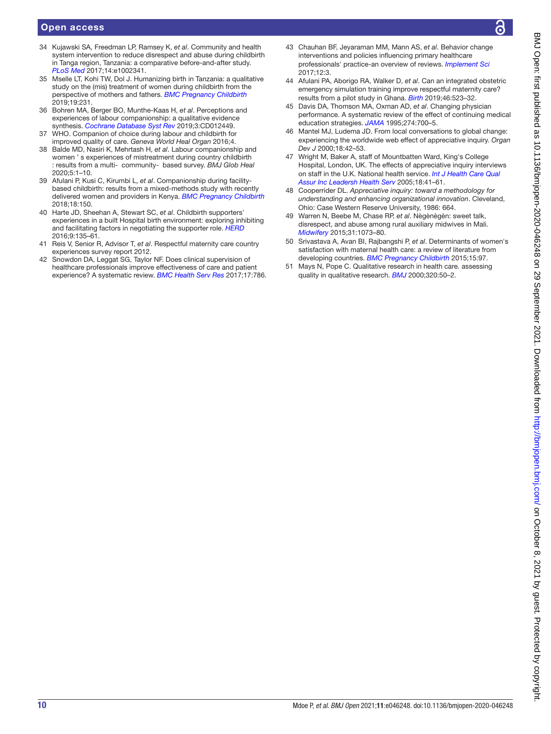34 Kujawski SA, Freedman LP, Ramsey K, *et al*. Community and health system intervention to reduce disrespect and abuse during childbirth in Tanga region, Tanzania: a comparative before-and-after study. *PLoS Med* 2017;14:e1002341.

35 Mselle LT, Kohi TW, Dol J. Humanizing birth in Tanzania: a qualitative study on the (mis) treatment of women during childbirth from the perspective of mothers and fathers. *BMC Pregnancy Childbirth* 2019;19:231.

36 Bohren MA, Berger BO, Munthe-Kaas H, *et al*. Perceptions and experiences of labour companionship: a qualitative evidence synthesis. *Cochrane Database Syst Rev* 2019;3:CD012449.

37 WHO. Companion of choice during labour and childbirth for improved quality of care. *Geneva World Heal Organ* 2016;4.

38 Balde MD, Nasiri K, Mehrtash H, *et al*. Labour companionship and women ' s experiences of mistreatment during country childbirth : results from a multi- community- based survey. *BMJ Glob Heal* 2020;5:1–10.

39 Afulani P, Kusi C, Kirumbi L, *et al*. Companionship during facility-based childbirth: results from a mixed-methods study with recently delivered women and providers in Kenya. *BMC Pregnancy Childbirth* 2018;18:150.

40 Harte JD, Sheehan A, Stewart SC, *et al*. Childbirth supporters' experiences in a built Hospital birth environment: exploring inhibiting and facilitating factors in negotiating the supporter role. *HERD* 2016;9:135–61.

41 Reis V, Senior R, Advisor T, *et al*. Respectful maternity care country experiences survey report 2012.

42 Snowdon DA, Leggat SG, Taylor NF. Does clinical supervision of healthcare professionals improve effectiveness of care and patient experience? A systematic review. *BMC Health Serv Res* 2017;17:786.

43 Chauhan BF, Jeyaraman MM, Mann AS, *et al*. Behavior change interventions and policies influencing primary healthcare professionals' practice-an overview of reviews. *Implement Sci* 2017;12:3.

44 Afulani PA, Aborigo RA, Walker D, *et al*. Can an integrated obstetric emergency simulation training improve respectful maternity care? results from a pilot study in Ghana. *Birth* 2019;46:523–32.

45 Davis DA, Thomson MA, Oxman AD, *et al*. Changing physician performance. A systematic review of the effect of continuing medical education strategies. *JAMA* 1995;274:700–5.

46 Mantel MJ, Ludema JD. From local conversations to global change: experiencing the worldwide web effect of appreciative inquiry. *Organ Dev J* 2000;18:42–53.

47 Wright M, Baker A, staff of Mountbatten Ward, King's College Hospital, London, UK. The effects of appreciative inquiry interviews on staff in the U.K. National health service. *Int J Health Care Qual Assur Inc Leadersh Health Serv* 2005;18:41–61.

48 Cooperrider DL. *Appreciative inquiry: toward a methodology for understanding and enhancing organizational innovation*. Cleveland, Ohio: Case Western Reserve University, 1986: 664.

49 Warren N, Beebe M, Chase RP, *et al*. Nègènègèn: sweet talk, disrespect, and abuse among rural auxiliary midwives in Mali. *Midwifery* 2015;31:1073–80.

50 Srivastava A, Avan BI, Rajbangshi P, *et al*. Determinants of women's satisfaction with maternal health care: a review of literature from developing countries. *BMC Pregnancy Childbirth* 2015;15:97.

51 Mays N, Pope C. Qualitative research in health care. assessing quality in qualitative research. *BMJ* 2000;320:50–2.